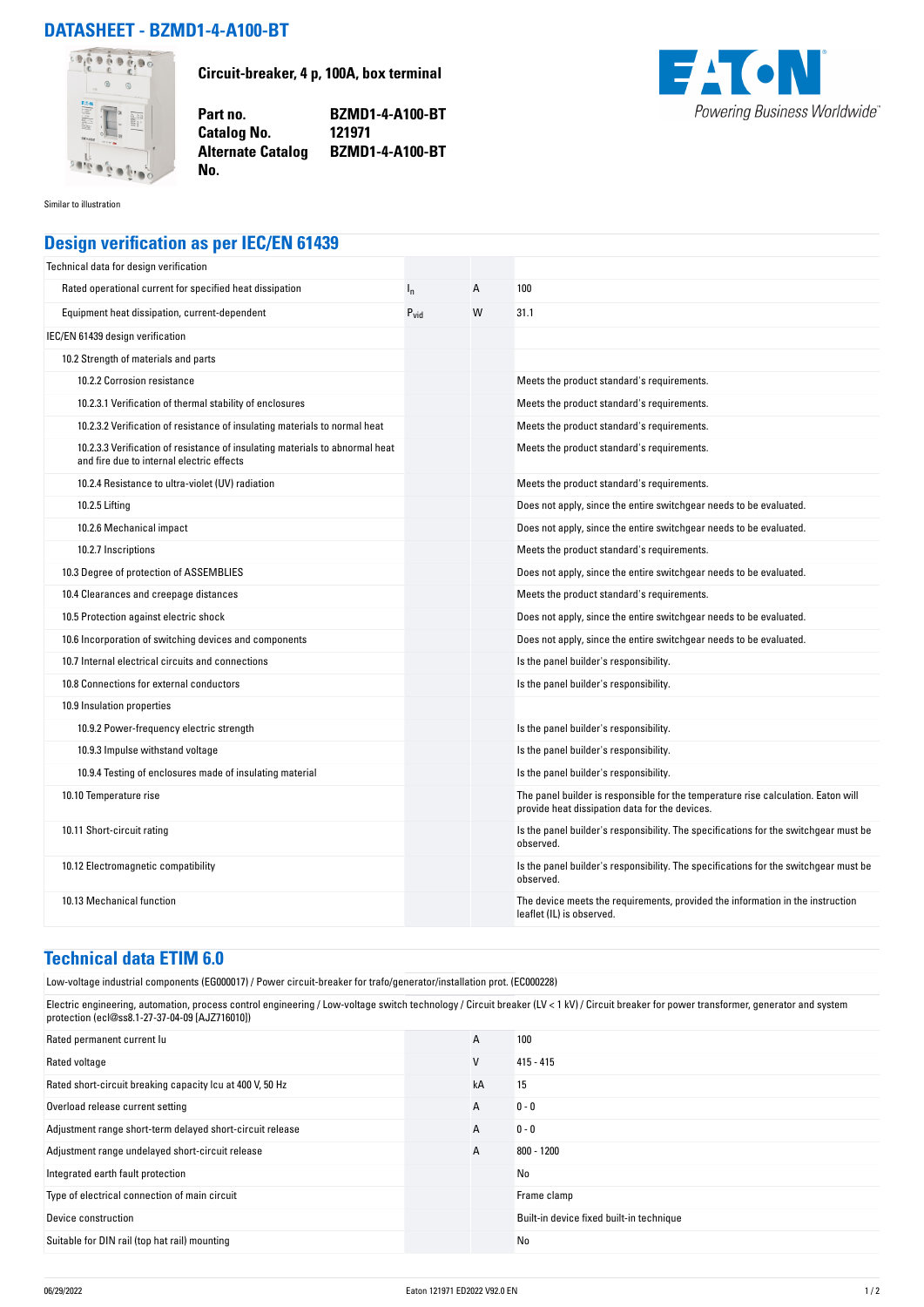# DATASHEET - BZMD1-4-A100-BT

**Circuit-breaker, 4 p, 100A, box terminal**

| | |
|---|---|
| **Part no.** | **BZMD1-4-A100-BT** |
| **Catalog No.** | **121971** |
| **Alternate Catalog No.** | **BZMD1-4-A100-BT** |

EATON
*Powering Business Worldwide*

Similar to illustration

## Design verification as per IEC/EN 61439

| | | | |
|---|---|---|---|
| Technical data for design verification | | | |
| Rated operational current for specified heat dissipation | $I_n$ | A | 100 |
| Equipment heat dissipation, current-dependent | $P_{vid}$ | W | 31.1 |
| IEC/EN 61439 design verification | | | |
| 10.2 Strength of materials and parts | | | |
| 10.2.2 Corrosion resistance | | | Meets the product standard's requirements. |
| 10.2.3.1 Verification of thermal stability of enclosures | | | Meets the product standard's requirements. |
| 10.2.3.2 Verification of resistance of insulating materials to normal heat | | | Meets the product standard's requirements. |
| 10.2.3.3 Verification of resistance of insulating materials to abnormal heat and fire due to internal electric effects | | | Meets the product standard's requirements. |
| 10.2.4 Resistance to ultra-violet (UV) radiation | | | Meets the product standard's requirements. |
| 10.2.5 Lifting | | | Does not apply, since the entire switchgear needs to be evaluated. |
| 10.2.6 Mechanical impact | | | Does not apply, since the entire switchgear needs to be evaluated. |
| 10.2.7 Inscriptions | | | Meets the product standard's requirements. |
| 10.3 Degree of protection of ASSEMBLIES | | | Does not apply, since the entire switchgear needs to be evaluated. |
| 10.4 Clearances and creepage distances | | | Meets the product standard's requirements. |
| 10.5 Protection against electric shock | | | Does not apply, since the entire switchgear needs to be evaluated. |
| 10.6 Incorporation of switching devices and components | | | Does not apply, since the entire switchgear needs to be evaluated. |
| 10.7 Internal electrical circuits and connections | | | Is the panel builder's responsibility. |
| 10.8 Connections for external conductors | | | Is the panel builder's responsibility. |
| 10.9 Insulation properties | | | |
| 10.9.2 Power-frequency electric strength | | | Is the panel builder's responsibility. |
| 10.9.3 Impulse withstand voltage | | | Is the panel builder's responsibility. |
| 10.9.4 Testing of enclosures made of insulating material | | | Is the panel builder's responsibility. |
| 10.10 Temperature rise | | | The panel builder is responsible for the temperature rise calculation. Eaton will provide heat dissipation data for the devices. |
| 10.11 Short-circuit rating | | | Is the panel builder's responsibility. The specifications for the switchgear must be observed. |
| 10.12 Electromagnetic compatibility | | | Is the panel builder's responsibility. The specifications for the switchgear must be observed. |
| 10.13 Mechanical function | | | The device meets the requirements, provided the information in the instruction leaflet (IL) is observed. |

## Technical data ETIM 6.0

Low-voltage industrial components (EG000017) / Power circuit-breaker for trafo/generator/installation prot. (EC000228)

Electric engineering, automation, process control engineering / Low-voltage switch technology / Circuit breaker (LV < 1 kV) / Circuit breaker for power transformer, generator and system protection (ecl@ss8.1-27-37-04-09 [AJZ716010])

| | | |
|---|---|---|
| Rated permanent current Iu | A | 100 |
| Rated voltage | V | 415 - 415 |
| Rated short-circuit breaking capacity Icu at 400 V, 50 Hz | kA | 15 |
| Overload release current setting | A | 0 - 0 |
| Adjustment range short-term delayed short-circuit release | A | 0 - 0 |
| Adjustment range undelayed short-circuit release | A | 800 - 1200 |
| Integrated earth fault protection | | No |
| Type of electrical connection of main circuit | | Frame clamp |
| Device construction | | Built-in device fixed built-in technique |
| Suitable for DIN rail (top hat rail) mounting | | No |

06/29/2022 Eaton 121971 ED2022 V92.0 EN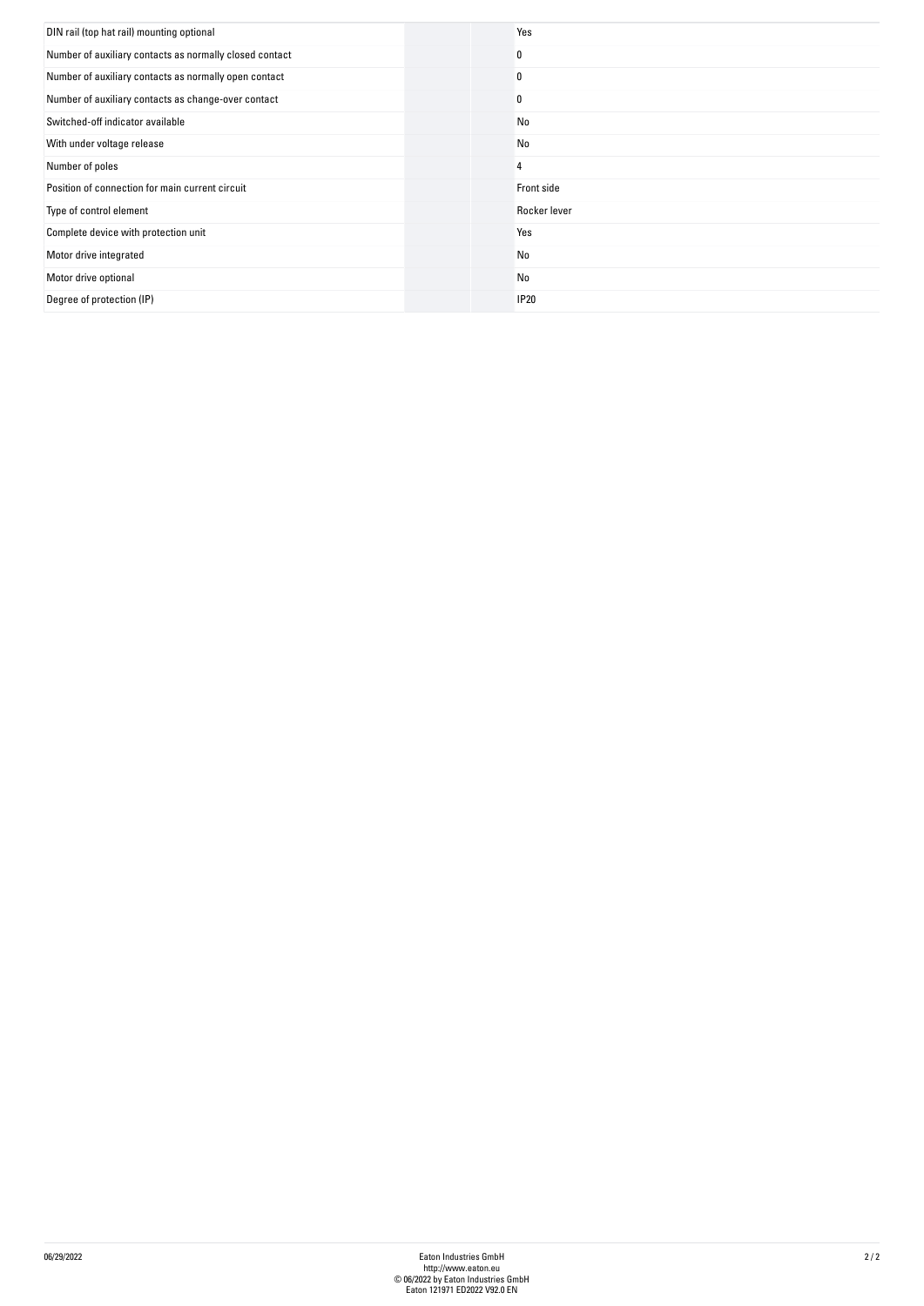| | | |
|---|---|---|
| DIN rail (top hat rail) mounting optional | | Yes |
| Number of auxiliary contacts as normally closed contact | | 0 |
| Number of auxiliary contacts as normally open contact | | 0 |
| Number of auxiliary contacts as change-over contact | | 0 |
| Switched-off indicator available | | No |
| With under voltage release | | No |
| Number of poles | | 4 |
| Position of connection for main current circuit | | Front side |
| Type of control element | | Rocker lever |
| Complete device with protection unit | | Yes |
| Motor drive integrated | | No |
| Motor drive optional | | No |
| Degree of protection (IP) | | IP20 |